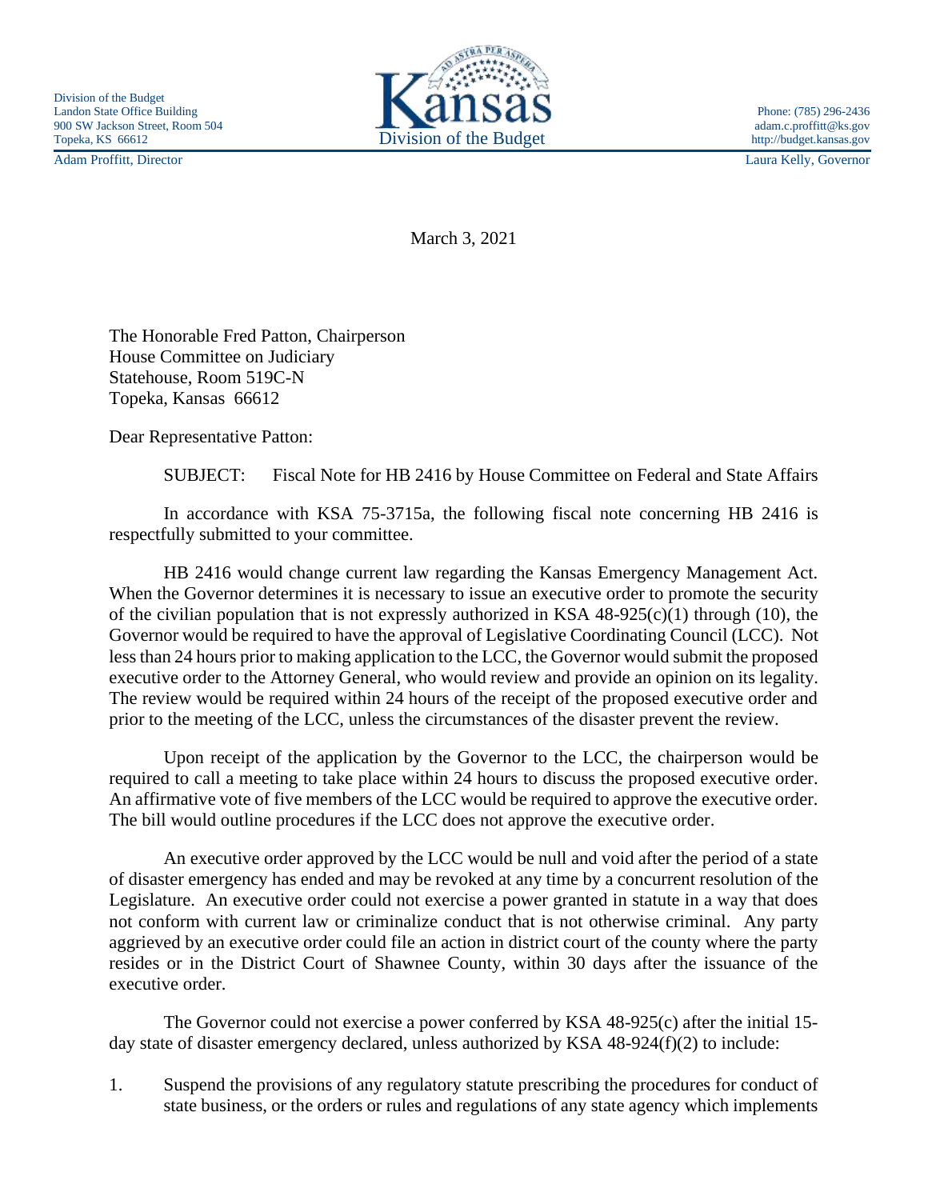Division of the Budget
Landon State Office Building
900 SW Jackson Street, Room 504
Topeka, KS 66612

Adam Proffitt, Director

Kansas
Division of the Budget

Phone: (785) 296-2436
adam.c.proffitt@ks.gov
http://budget.kansas.gov

Laura Kelly, Governor

March 3, 2021

The Honorable Fred Patton, Chairperson
House Committee on Judiciary
Statehouse, Room 519C-N
Topeka, Kansas 66612

Dear Representative Patton:

SUBJECT: Fiscal Note for HB 2416 by House Committee on Federal and State Affairs

In accordance with KSA 75-3715a, the following fiscal note concerning HB 2416 is respectfully submitted to your committee.

HB 2416 would change current law regarding the Kansas Emergency Management Act. When the Governor determines it is necessary to issue an executive order to promote the security of the civilian population that is not expressly authorized in KSA 48-925(c)(1) through (10), the Governor would be required to have the approval of Legislative Coordinating Council (LCC). Not less than 24 hours prior to making application to the LCC, the Governor would submit the proposed executive order to the Attorney General, who would review and provide an opinion on its legality. The review would be required within 24 hours of the receipt of the proposed executive order and prior to the meeting of the LCC, unless the circumstances of the disaster prevent the review.

Upon receipt of the application by the Governor to the LCC, the chairperson would be required to call a meeting to take place within 24 hours to discuss the proposed executive order. An affirmative vote of five members of the LCC would be required to approve the executive order. The bill would outline procedures if the LCC does not approve the executive order.

An executive order approved by the LCC would be null and void after the period of a state of disaster emergency has ended and may be revoked at any time by a concurrent resolution of the Legislature. An executive order could not exercise a power granted in statute in a way that does not conform with current law or criminalize conduct that is not otherwise criminal. Any party aggrieved by an executive order could file an action in district court of the county where the party resides or in the District Court of Shawnee County, within 30 days after the issuance of the executive order.

The Governor could not exercise a power conferred by KSA 48-925(c) after the initial 15-day state of disaster emergency declared, unless authorized by KSA 48-924(f)(2) to include:

1. Suspend the provisions of any regulatory statute prescribing the procedures for conduct of state business, or the orders or rules and regulations of any state agency which implements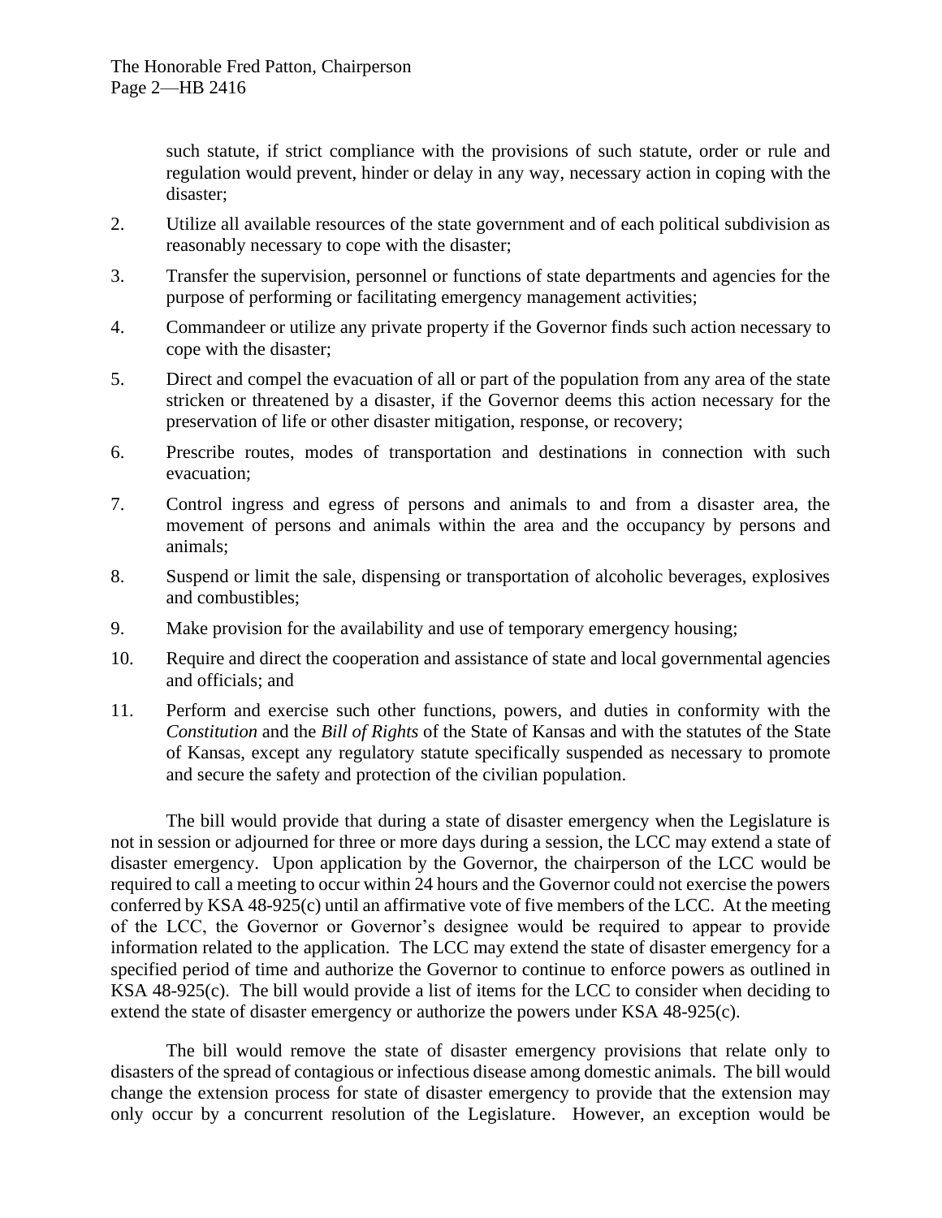such statute, if strict compliance with the provisions of such statute, order or rule and regulation would prevent, hinder or delay in any way, necessary action in coping with the disaster;

2. Utilize all available resources of the state government and of each political subdivision as reasonably necessary to cope with the disaster;
3. Transfer the supervision, personnel or functions of state departments and agencies for the purpose of performing or facilitating emergency management activities;
4. Commandeer or utilize any private property if the Governor finds such action necessary to cope with the disaster;
5. Direct and compel the evacuation of all or part of the population from any area of the state stricken or threatened by a disaster, if the Governor deems this action necessary for the preservation of life or other disaster mitigation, response, or recovery;
6. Prescribe routes, modes of transportation and destinations in connection with such evacuation;
7. Control ingress and egress of persons and animals to and from a disaster area, the movement of persons and animals within the area and the occupancy by persons and animals;
8. Suspend or limit the sale, dispensing or transportation of alcoholic beverages, explosives and combustibles;
9. Make provision for the availability and use of temporary emergency housing;
10. Require and direct the cooperation and assistance of state and local governmental agencies and officials; and
11. Perform and exercise such other functions, powers, and duties in conformity with the *Constitution* and the *Bill of Rights* of the State of Kansas and with the statutes of the State of Kansas, except any regulatory statute specifically suspended as necessary to promote and secure the safety and protection of the civilian population.

The bill would provide that during a state of disaster emergency when the Legislature is not in session or adjourned for three or more days during a session, the LCC may extend a state of disaster emergency. Upon application by the Governor, the chairperson of the LCC would be required to call a meeting to occur within 24 hours and the Governor could not exercise the powers conferred by KSA 48-925(c) until an affirmative vote of five members of the LCC. At the meeting of the LCC, the Governor or Governor's designee would be required to appear to provide information related to the application. The LCC may extend the state of disaster emergency for a specified period of time and authorize the Governor to continue to enforce powers as outlined in KSA 48-925(c). The bill would provide a list of items for the LCC to consider when deciding to extend the state of disaster emergency or authorize the powers under KSA 48-925(c).

The bill would remove the state of disaster emergency provisions that relate only to disasters of the spread of contagious or infectious disease among domestic animals. The bill would change the extension process for state of disaster emergency to provide that the extension may only occur by a concurrent resolution of the Legislature. However, an exception would be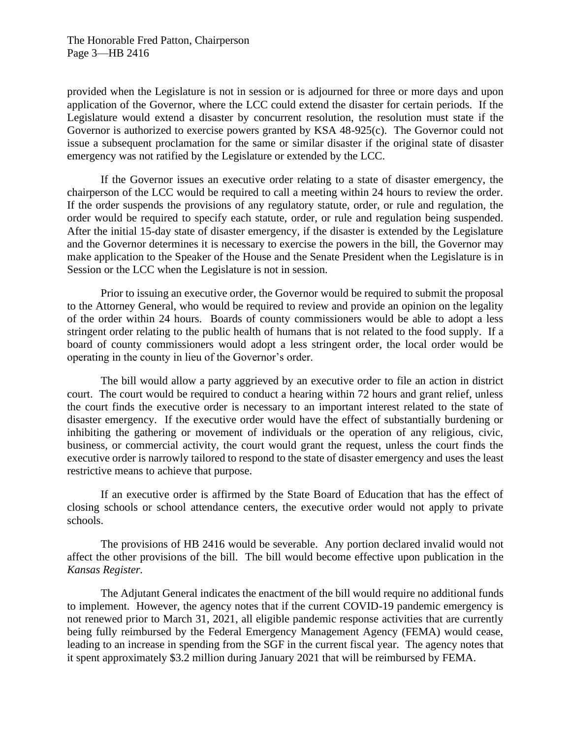provided when the Legislature is not in session or is adjourned for three or more days and upon application of the Governor, where the LCC could extend the disaster for certain periods. If the Legislature would extend a disaster by concurrent resolution, the resolution must state if the Governor is authorized to exercise powers granted by KSA 48-925(c). The Governor could not issue a subsequent proclamation for the same or similar disaster if the original state of disaster emergency was not ratified by the Legislature or extended by the LCC.

If the Governor issues an executive order relating to a state of disaster emergency, the chairperson of the LCC would be required to call a meeting within 24 hours to review the order. If the order suspends the provisions of any regulatory statute, order, or rule and regulation, the order would be required to specify each statute, order, or rule and regulation being suspended. After the initial 15-day state of disaster emergency, if the disaster is extended by the Legislature and the Governor determines it is necessary to exercise the powers in the bill, the Governor may make application to the Speaker of the House and the Senate President when the Legislature is in Session or the LCC when the Legislature is not in session.

Prior to issuing an executive order, the Governor would be required to submit the proposal to the Attorney General, who would be required to review and provide an opinion on the legality of the order within 24 hours. Boards of county commissioners would be able to adopt a less stringent order relating to the public health of humans that is not related to the food supply. If a board of county commissioners would adopt a less stringent order, the local order would be operating in the county in lieu of the Governor's order.

The bill would allow a party aggrieved by an executive order to file an action in district court. The court would be required to conduct a hearing within 72 hours and grant relief, unless the court finds the executive order is necessary to an important interest related to the state of disaster emergency. If the executive order would have the effect of substantially burdening or inhibiting the gathering or movement of individuals or the operation of any religious, civic, business, or commercial activity, the court would grant the request, unless the court finds the executive order is narrowly tailored to respond to the state of disaster emergency and uses the least restrictive means to achieve that purpose.

If an executive order is affirmed by the State Board of Education that has the effect of closing schools or school attendance centers, the executive order would not apply to private schools.

The provisions of HB 2416 would be severable. Any portion declared invalid would not affect the other provisions of the bill. The bill would become effective upon publication in the *Kansas Register*.

The Adjutant General indicates the enactment of the bill would require no additional funds to implement. However, the agency notes that if the current COVID-19 pandemic emergency is not renewed prior to March 31, 2021, all eligible pandemic response activities that are currently being fully reimbursed by the Federal Emergency Management Agency (FEMA) would cease, leading to an increase in spending from the SGF in the current fiscal year. The agency notes that it spent approximately $3.2 million during January 2021 that will be reimbursed by FEMA.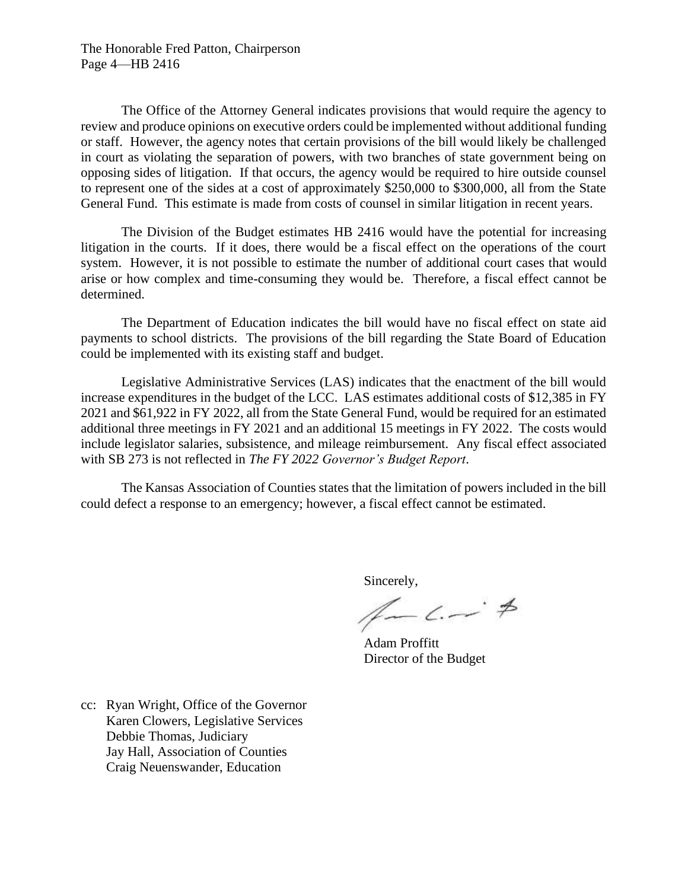The Office of the Attorney General indicates provisions that would require the agency to review and produce opinions on executive orders could be implemented without additional funding or staff. However, the agency notes that certain provisions of the bill would likely be challenged in court as violating the separation of powers, with two branches of state government being on opposing sides of litigation. If that occurs, the agency would be required to hire outside counsel to represent one of the sides at a cost of approximately $250,000 to $300,000, all from the State General Fund. This estimate is made from costs of counsel in similar litigation in recent years.

The Division of the Budget estimates HB 2416 would have the potential for increasing litigation in the courts. If it does, there would be a fiscal effect on the operations of the court system. However, it is not possible to estimate the number of additional court cases that would arise or how complex and time-consuming they would be. Therefore, a fiscal effect cannot be determined.

The Department of Education indicates the bill would have no fiscal effect on state aid payments to school districts. The provisions of the bill regarding the State Board of Education could be implemented with its existing staff and budget.

Legislative Administrative Services (LAS) indicates that the enactment of the bill would increase expenditures in the budget of the LCC. LAS estimates additional costs of $12,385 in FY 2021 and $61,922 in FY 2022, all from the State General Fund, would be required for an estimated additional three meetings in FY 2021 and an additional 15 meetings in FY 2022. The costs would include legislator salaries, subsistence, and mileage reimbursement. Any fiscal effect associated with SB 273 is not reflected in *The FY 2022 Governor's Budget Report*.

The Kansas Association of Counties states that the limitation of powers included in the bill could defect a response to an emergency; however, a fiscal effect cannot be estimated.

Sincerely,

Adam Proffitt
Director of the Budget

cc: Ryan Wright, Office of the Governor
Karen Clowers, Legislative Services
Debbie Thomas, Judiciary
Jay Hall, Association of Counties
Craig Neuenswander, Education